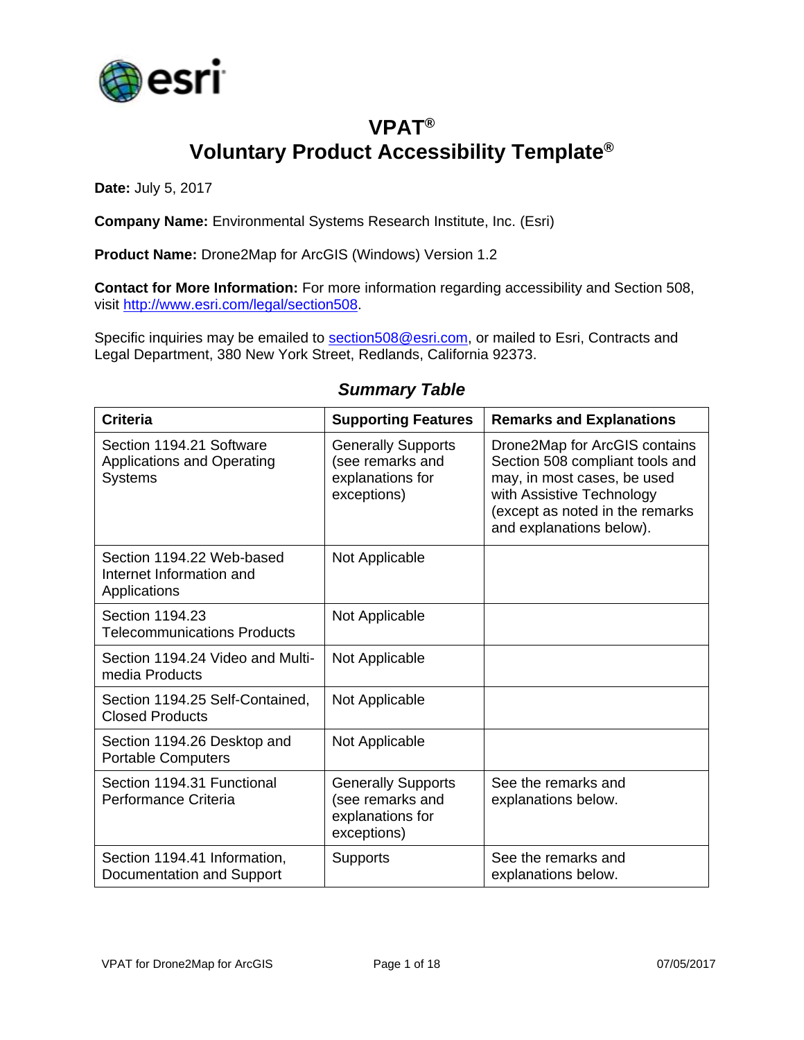# VPAT®
# Voluntary Product Accessibility Template®

**Date:** July 5, 2017

**Company Name:** Environmental Systems Research Institute, Inc. (Esri)

**Product Name:** Drone2Map for ArcGIS (Windows) Version 1.2

**Contact for More Information:** For more information regarding accessibility and Section 508, visit http://www.esri.com/legal/section508.

Specific inquiries may be emailed to section508@esri.com, or mailed to Esri, Contracts and Legal Department, 380 New York Street, Redlands, California 92373.

## *Summary Table*

| Criteria | Supporting Features | Remarks and Explanations |
|---|---|---|
| Section 1194.21 Software Applications and Operating Systems | Generally Supports (see remarks and explanations for exceptions) | Drone2Map for ArcGIS contains Section 508 compliant tools and may, in most cases, be used with Assistive Technology (except as noted in the remarks and explanations below). |
| Section 1194.22 Web-based Internet Information and Applications | Not Applicable | |
| Section 1194.23 Telecommunications Products | Not Applicable | |
| Section 1194.24 Video and Multi-media Products | Not Applicable | |
| Section 1194.25 Self-Contained, Closed Products | Not Applicable | |
| Section 1194.26 Desktop and Portable Computers | Not Applicable | |
| Section 1194.31 Functional Performance Criteria | Generally Supports (see remarks and explanations for exceptions) | See the remarks and explanations below. |
| Section 1194.41 Information, Documentation and Support | Supports | See the remarks and explanations below. |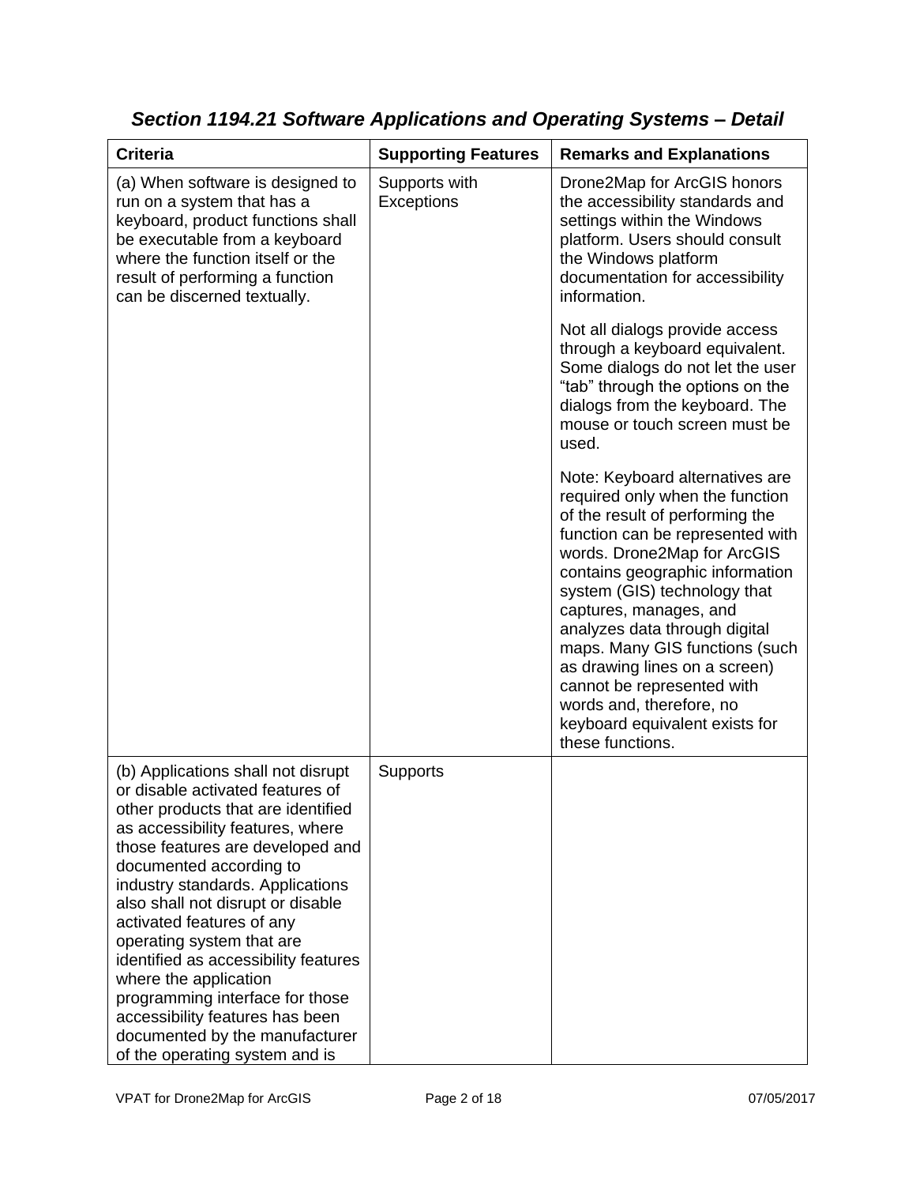## *Section 1194.21 Software Applications and Operating Systems – Detail*

| Criteria | Supporting Features | Remarks and Explanations |
|---|---|---|
| (a) When software is designed to run on a system that has a keyboard, product functions shall be executable from a keyboard where the function itself or the result of performing a function can be discerned textually. | Supports with Exceptions | Drone2Map for ArcGIS honors the accessibility standards and settings within the Windows platform. Users should consult the Windows platform documentation for accessibility information.<br><br>Not all dialogs provide access through a keyboard equivalent. Some dialogs do not let the user "tab" through the options on the dialogs from the keyboard. The mouse or touch screen must be used.<br><br>Note: Keyboard alternatives are required only when the function of the result of performing the function can be represented with words. Drone2Map for ArcGIS contains geographic information system (GIS) technology that captures, manages, and analyzes data through digital maps. Many GIS functions (such as drawing lines on a screen) cannot be represented with words and, therefore, no keyboard equivalent exists for these functions. |
| (b) Applications shall not disrupt or disable activated features of other products that are identified as accessibility features, where those features are developed and documented according to industry standards. Applications also shall not disrupt or disable activated features of any operating system that are identified as accessibility features where the application programming interface for those accessibility features has been documented by the manufacturer of the operating system and is | Supports | |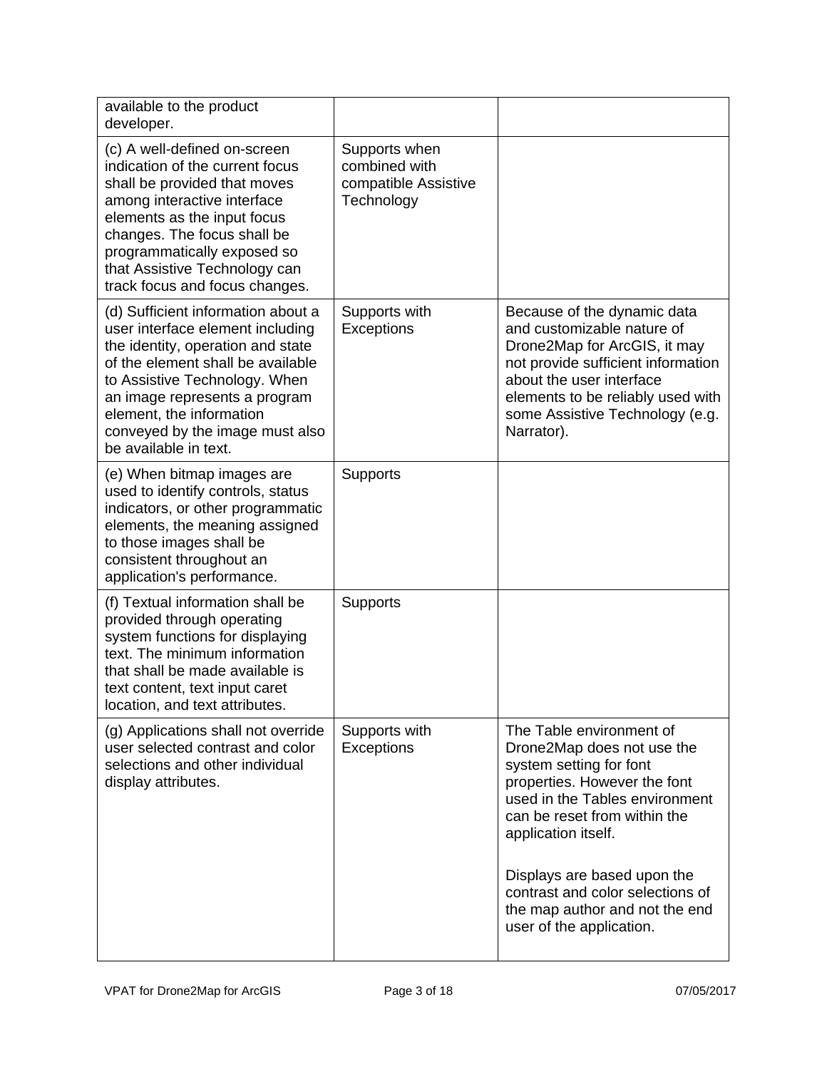| | | |
|---|---|---|
| available to the product developer. | | |
| (c) A well-defined on-screen indication of the current focus shall be provided that moves among interactive interface elements as the input focus changes. The focus shall be programmatically exposed so that Assistive Technology can track focus and focus changes. | Supports when combined with compatible Assistive Technology | |
| (d) Sufficient information about a user interface element including the identity, operation and state of the element shall be available to Assistive Technology. When an image represents a program element, the information conveyed by the image must also be available in text. | Supports with Exceptions | Because of the dynamic data and customizable nature of Drone2Map for ArcGIS, it may not provide sufficient information about the user interface elements to be reliably used with some Assistive Technology (e.g. Narrator). |
| (e) When bitmap images are used to identify controls, status indicators, or other programmatic elements, the meaning assigned to those images shall be consistent throughout an application's performance. | Supports | |
| (f) Textual information shall be provided through operating system functions for displaying text. The minimum information that shall be made available is text content, text input caret location, and text attributes. | Supports | |
| (g) Applications shall not override user selected contrast and color selections and other individual display attributes. | Supports with Exceptions | The Table environment of Drone2Map does not use the system setting for font properties. However the font used in the Tables environment can be reset from within the application itself.<br><br>Displays are based upon the contrast and color selections of the map author and not the end user of the application. |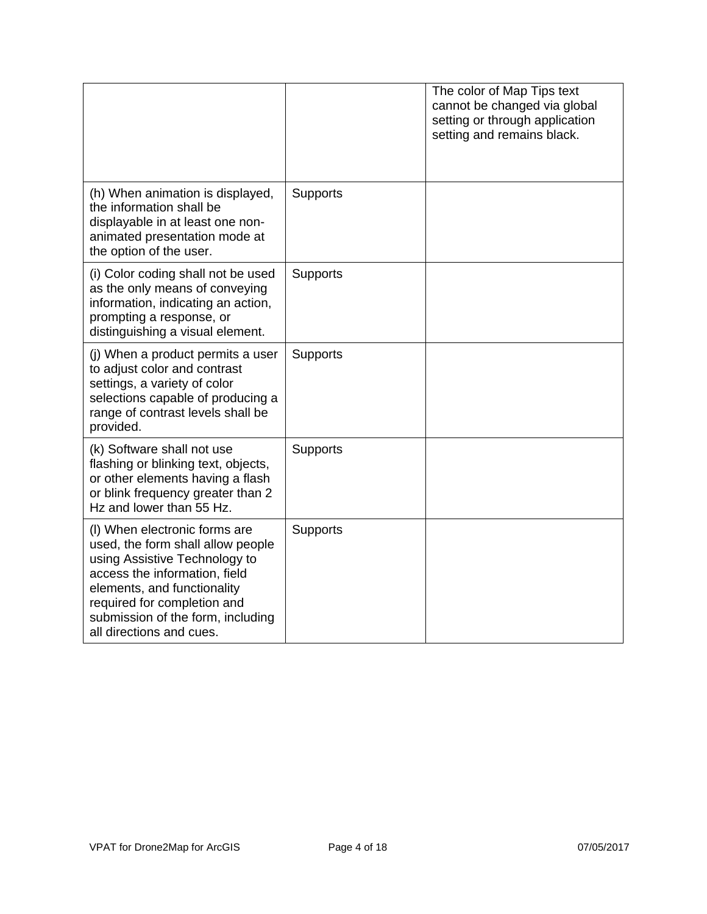| | | |
|---|---|---|
| | | The color of Map Tips text cannot be changed via global setting or through application setting and remains black. |
| (h) When animation is displayed, the information shall be displayable in at least one non-animated presentation mode at the option of the user. | Supports | |
| (i) Color coding shall not be used as the only means of conveying information, indicating an action, prompting a response, or distinguishing a visual element. | Supports | |
| (j) When a product permits a user to adjust color and contrast settings, a variety of color selections capable of producing a range of contrast levels shall be provided. | Supports | |
| (k) Software shall not use flashing or blinking text, objects, or other elements having a flash or blink frequency greater than 2 Hz and lower than 55 Hz. | Supports | |
| (l) When electronic forms are used, the form shall allow people using Assistive Technology to access the information, field elements, and functionality required for completion and submission of the form, including all directions and cues. | Supports | |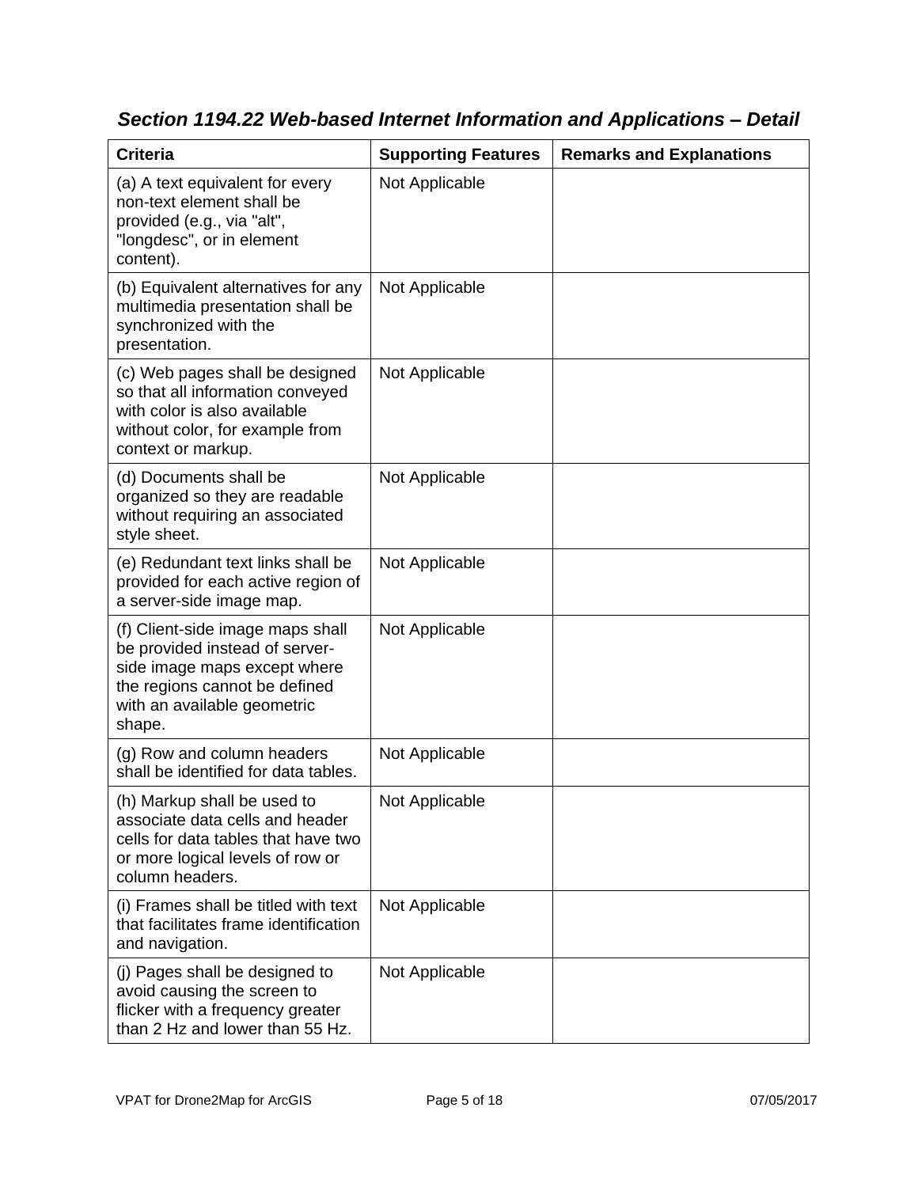### *Section 1194.22 Web-based Internet Information and Applications – Detail*

| Criteria | Supporting Features | Remarks and Explanations |
| --- | --- | --- |
| (a) A text equivalent for every non-text element shall be provided (e.g., via "alt", "longdesc", or in element content). | Not Applicable | |
| (b) Equivalent alternatives for any multimedia presentation shall be synchronized with the presentation. | Not Applicable | |
| (c) Web pages shall be designed so that all information conveyed with color is also available without color, for example from context or markup. | Not Applicable | |
| (d) Documents shall be organized so they are readable without requiring an associated style sheet. | Not Applicable | |
| (e) Redundant text links shall be provided for each active region of a server-side image map. | Not Applicable | |
| (f) Client-side image maps shall be provided instead of server-side image maps except where the regions cannot be defined with an available geometric shape. | Not Applicable | |
| (g) Row and column headers shall be identified for data tables. | Not Applicable | |
| (h) Markup shall be used to associate data cells and header cells for data tables that have two or more logical levels of row or column headers. | Not Applicable | |
| (i) Frames shall be titled with text that facilitates frame identification and navigation. | Not Applicable | |
| (j) Pages shall be designed to avoid causing the screen to flicker with a frequency greater than 2 Hz and lower than 55 Hz. | Not Applicable | |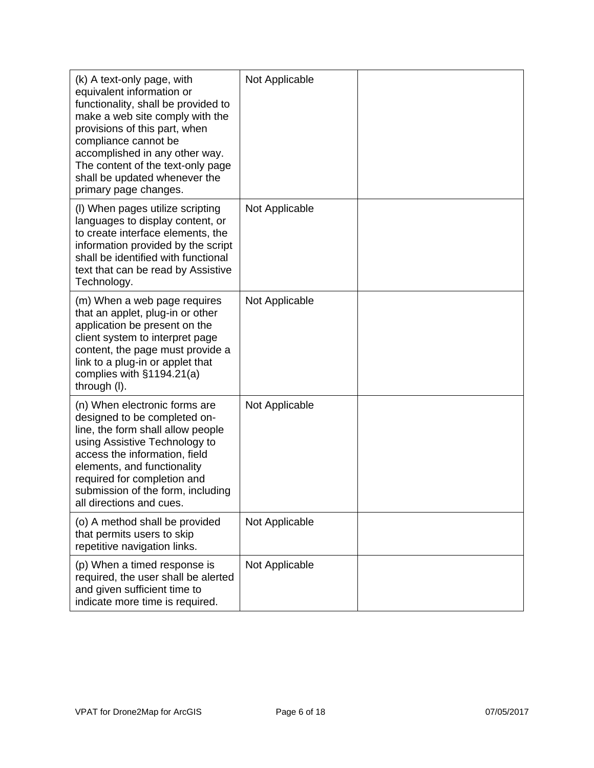| | | |
|---|---|---|
| (k) A text-only page, with equivalent information or functionality, shall be provided to make a web site comply with the provisions of this part, when compliance cannot be accomplished in any other way. The content of the text-only page shall be updated whenever the primary page changes. | Not Applicable | |
| (l) When pages utilize scripting languages to display content, or to create interface elements, the information provided by the script shall be identified with functional text that can be read by Assistive Technology. | Not Applicable | |
| (m) When a web page requires that an applet, plug-in or other application be present on the client system to interpret page content, the page must provide a link to a plug-in or applet that complies with §1194.21(a) through (l). | Not Applicable | |
| (n) When electronic forms are designed to be completed on-line, the form shall allow people using Assistive Technology to access the information, field elements, and functionality required for completion and submission of the form, including all directions and cues. | Not Applicable | |
| (o) A method shall be provided that permits users to skip repetitive navigation links. | Not Applicable | |
| (p) When a timed response is required, the user shall be alerted and given sufficient time to indicate more time is required. | Not Applicable | |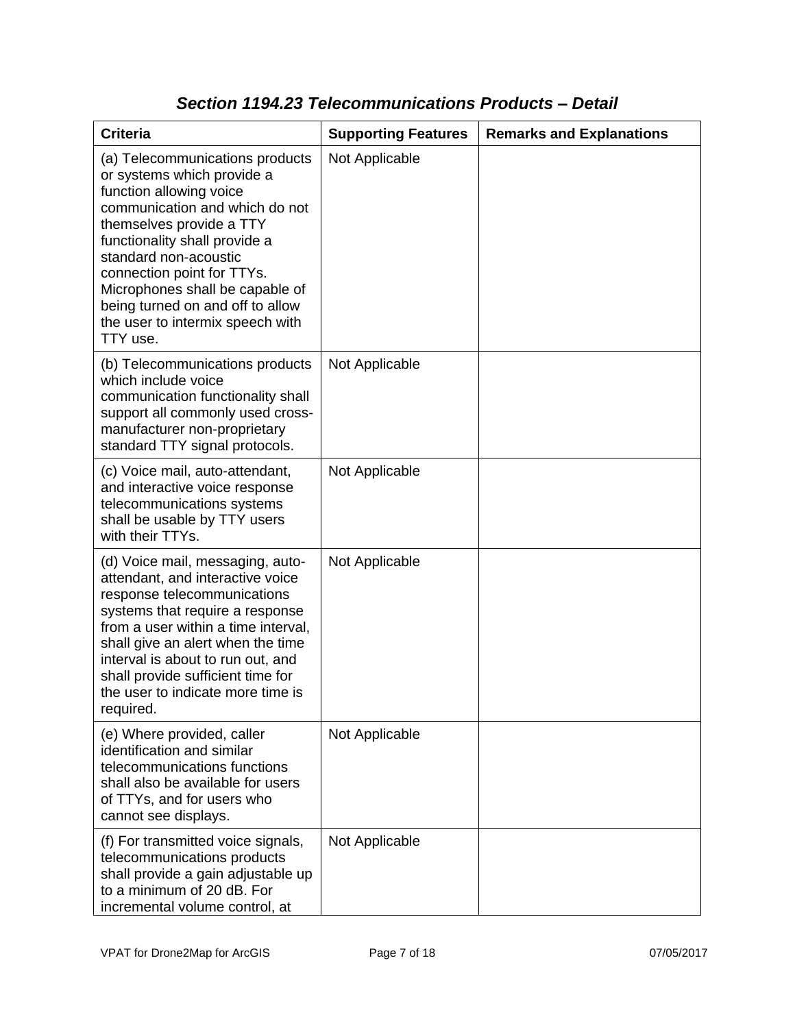### *Section 1194.23 Telecommunications Products – Detail*

| Criteria | Supporting Features | Remarks and Explanations |
|---|---|---|
| (a) Telecommunications products or systems which provide a function allowing voice communication and which do not themselves provide a TTY functionality shall provide a standard non-acoustic connection point for TTYs. Microphones shall be capable of being turned on and off to allow the user to intermix speech with TTY use. | Not Applicable | |
| (b) Telecommunications products which include voice communication functionality shall support all commonly used cross-manufacturer non-proprietary standard TTY signal protocols. | Not Applicable | |
| (c) Voice mail, auto-attendant, and interactive voice response telecommunications systems shall be usable by TTY users with their TTYs. | Not Applicable | |
| (d) Voice mail, messaging, auto-attendant, and interactive voice response telecommunications systems that require a response from a user within a time interval, shall give an alert when the time interval is about to run out, and shall provide sufficient time for the user to indicate more time is required. | Not Applicable | |
| (e) Where provided, caller identification and similar telecommunications functions shall also be available for users of TTYs, and for users who cannot see displays. | Not Applicable | |
| (f) For transmitted voice signals, telecommunications products shall provide a gain adjustable up to a minimum of 20 dB. For incremental volume control, at | Not Applicable | |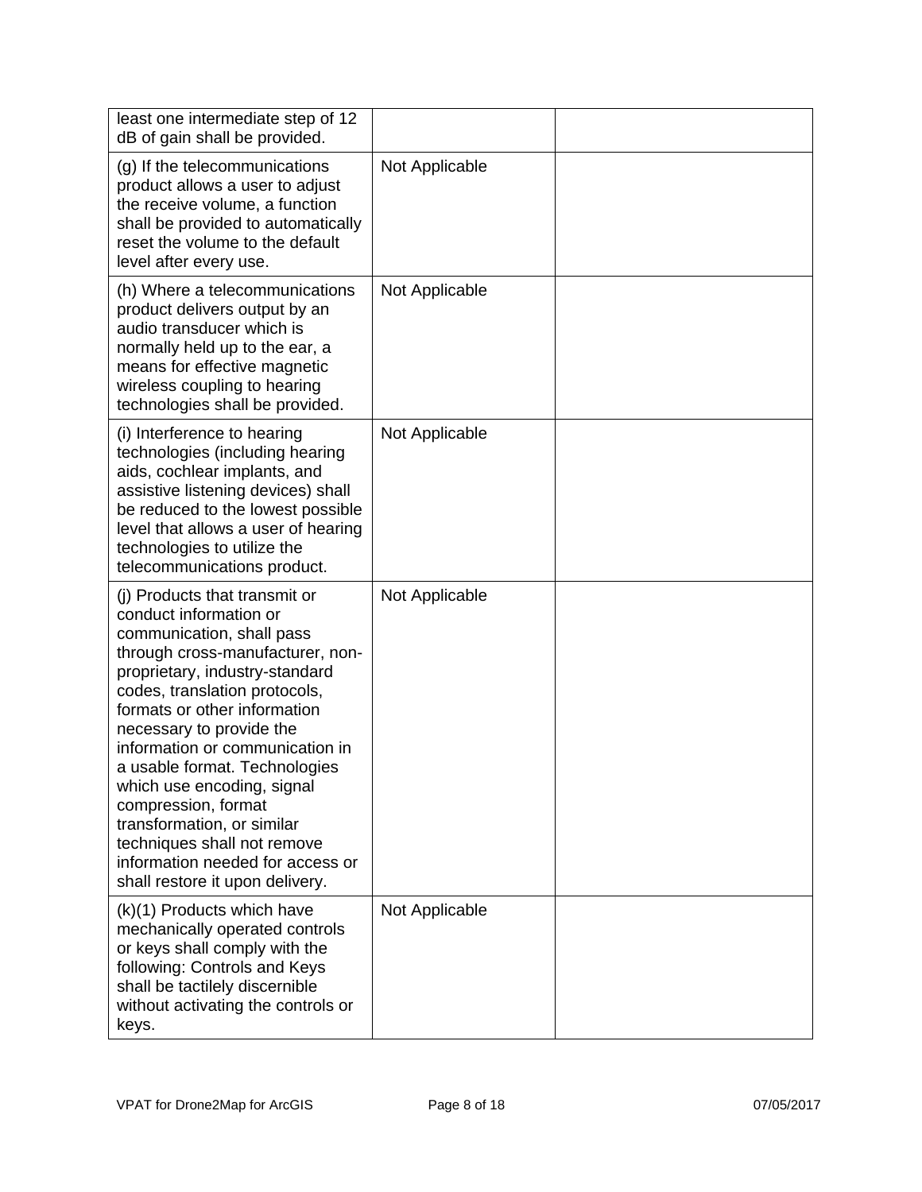| | | |
|---|---|---|
| least one intermediate step of 12 dB of gain shall be provided. | | |
| (g) If the telecommunications product allows a user to adjust the receive volume, a function shall be provided to automatically reset the volume to the default level after every use. | Not Applicable | |
| (h) Where a telecommunications product delivers output by an audio transducer which is normally held up to the ear, a means for effective magnetic wireless coupling to hearing technologies shall be provided. | Not Applicable | |
| (i) Interference to hearing technologies (including hearing aids, cochlear implants, and assistive listening devices) shall be reduced to the lowest possible level that allows a user of hearing technologies to utilize the telecommunications product. | Not Applicable | |
| (j) Products that transmit or conduct information or communication, shall pass through cross-manufacturer, non-proprietary, industry-standard codes, translation protocols, formats or other information necessary to provide the information or communication in a usable format. Technologies which use encoding, signal compression, format transformation, or similar techniques shall not remove information needed for access or shall restore it upon delivery. | Not Applicable | |
| (k)(1) Products which have mechanically operated controls or keys shall comply with the following: Controls and Keys shall be tactilely discernible without activating the controls or keys. | Not Applicable | |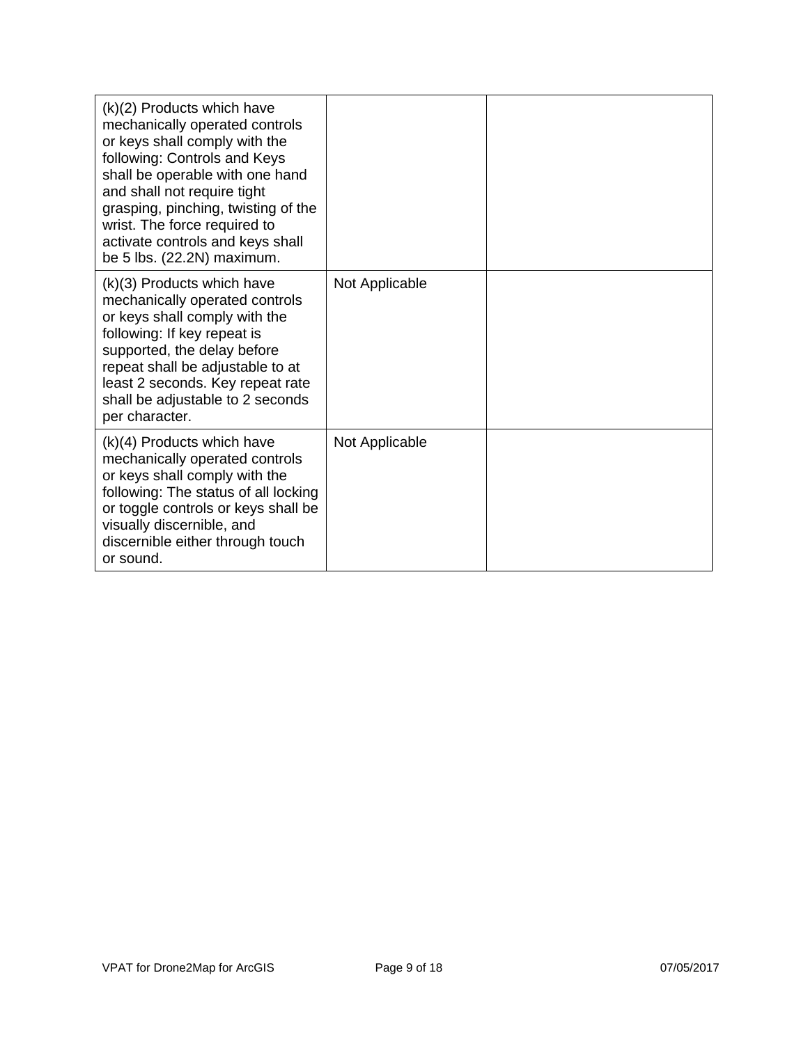| | | |
|---|---|---|
| (k)(2) Products which have mechanically operated controls or keys shall comply with the following: Controls and Keys shall be operable with one hand and shall not require tight grasping, pinching, twisting of the wrist. The force required to activate controls and keys shall be 5 lbs. (22.2N) maximum. | | |
| (k)(3) Products which have mechanically operated controls or keys shall comply with the following: If key repeat is supported, the delay before repeat shall be adjustable to at least 2 seconds. Key repeat rate shall be adjustable to 2 seconds per character. | Not Applicable | |
| (k)(4) Products which have mechanically operated controls or keys shall comply with the following: The status of all locking or toggle controls or keys shall be visually discernible, and discernible either through touch or sound. | Not Applicable | |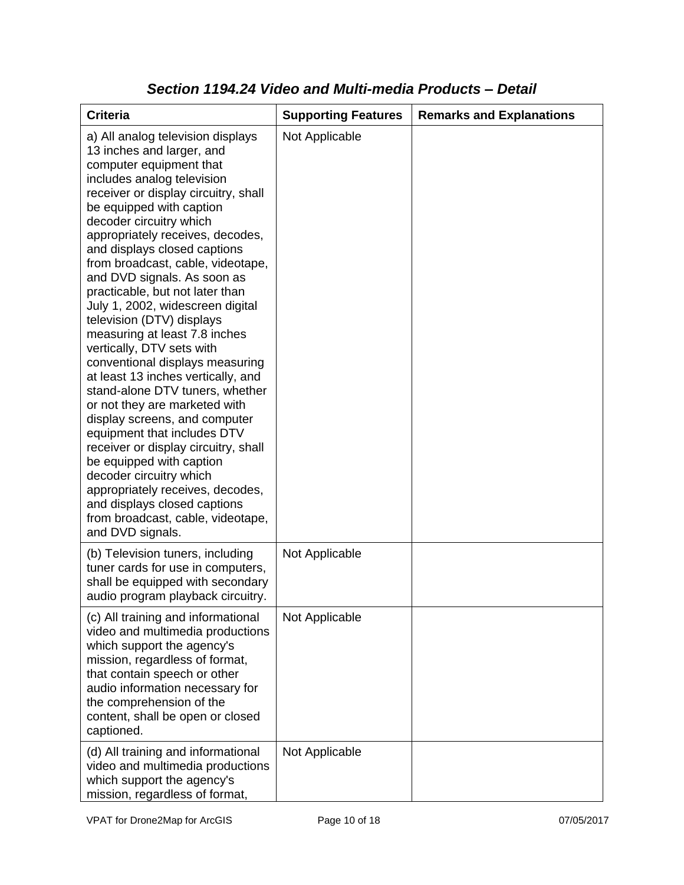## *Section 1194.24 Video and Multi-media Products – Detail*

| Criteria | Supporting Features | Remarks and Explanations |
|---|---|---|
| a) All analog television displays 13 inches and larger, and computer equipment that includes analog television receiver or display circuitry, shall be equipped with caption decoder circuitry which appropriately receives, decodes, and displays closed captions from broadcast, cable, videotape, and DVD signals. As soon as practicable, but not later than July 1, 2002, widescreen digital television (DTV) displays measuring at least 7.8 inches vertically, DTV sets with conventional displays measuring at least 13 inches vertically, and stand-alone DTV tuners, whether or not they are marketed with display screens, and computer equipment that includes DTV receiver or display circuitry, shall be equipped with caption decoder circuitry which appropriately receives, decodes, and displays closed captions from broadcast, cable, videotape, and DVD signals. | Not Applicable | |
| (b) Television tuners, including tuner cards for use in computers, shall be equipped with secondary audio program playback circuitry. | Not Applicable | |
| (c) All training and informational video and multimedia productions which support the agency's mission, regardless of format, that contain speech or other audio information necessary for the comprehension of the content, shall be open or closed captioned. | Not Applicable | |
| (d) All training and informational video and multimedia productions which support the agency's mission, regardless of format, | Not Applicable | |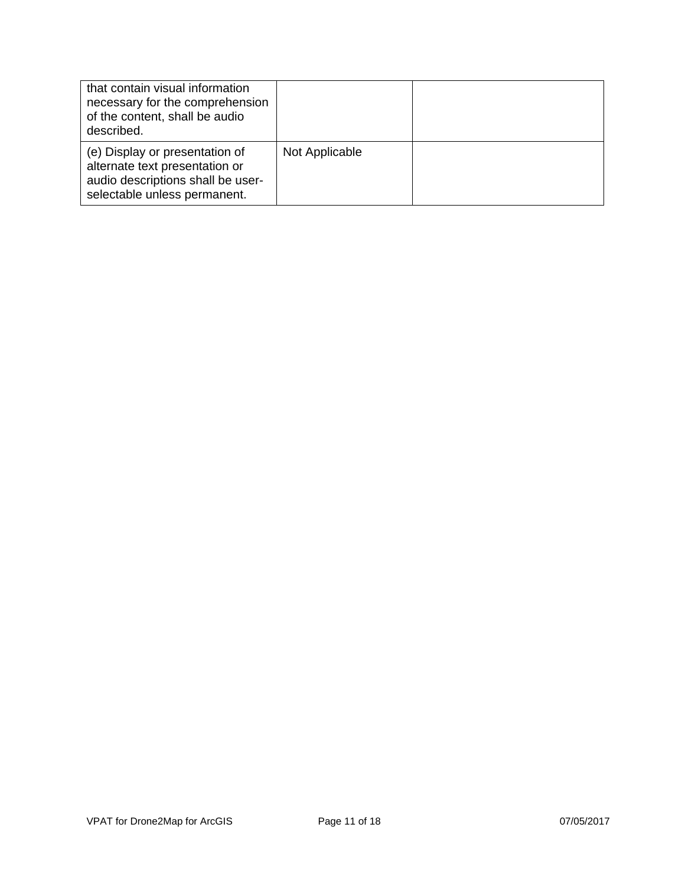| | | |
|---|---|---|
| that contain visual information necessary for the comprehension of the content, shall be audio described. | | |
| (e) Display or presentation of alternate text presentation or audio descriptions shall be user-selectable unless permanent. | Not Applicable | |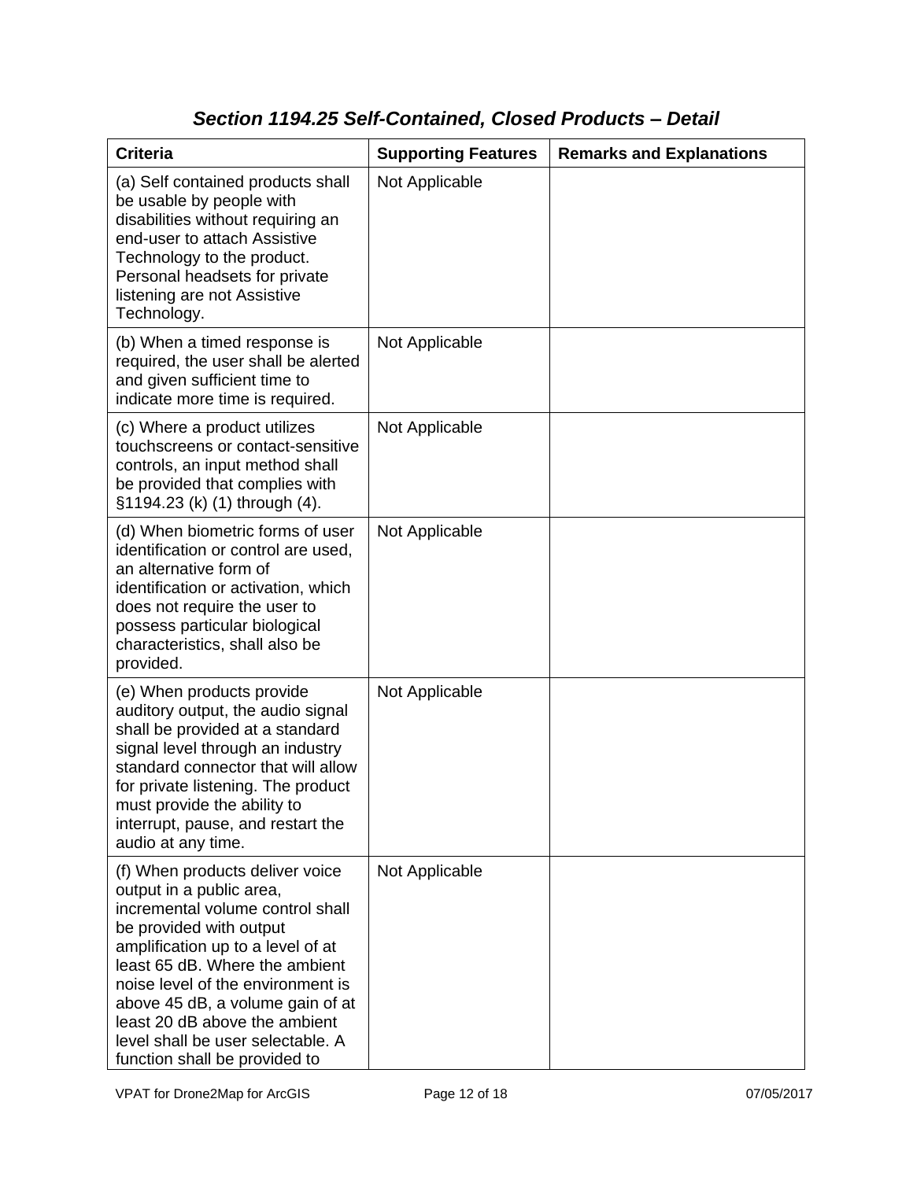### *Section 1194.25 Self-Contained, Closed Products – Detail*

| Criteria | Supporting Features | Remarks and Explanations |
|---|---|---|
| (a) Self contained products shall be usable by people with disabilities without requiring an end-user to attach Assistive Technology to the product. Personal headsets for private listening are not Assistive Technology. | Not Applicable | |
| (b) When a timed response is required, the user shall be alerted and given sufficient time to indicate more time is required. | Not Applicable | |
| (c) Where a product utilizes touchscreens or contact-sensitive controls, an input method shall be provided that complies with §1194.23 (k) (1) through (4). | Not Applicable | |
| (d) When biometric forms of user identification or control are used, an alternative form of identification or activation, which does not require the user to possess particular biological characteristics, shall also be provided. | Not Applicable | |
| (e) When products provide auditory output, the audio signal shall be provided at a standard signal level through an industry standard connector that will allow for private listening. The product must provide the ability to interrupt, pause, and restart the audio at any time. | Not Applicable | |
| (f) When products deliver voice output in a public area, incremental volume control shall be provided with output amplification up to a level of at least 65 dB. Where the ambient noise level of the environment is above 45 dB, a volume gain of at least 20 dB above the ambient level shall be user selectable. A function shall be provided to | Not Applicable | |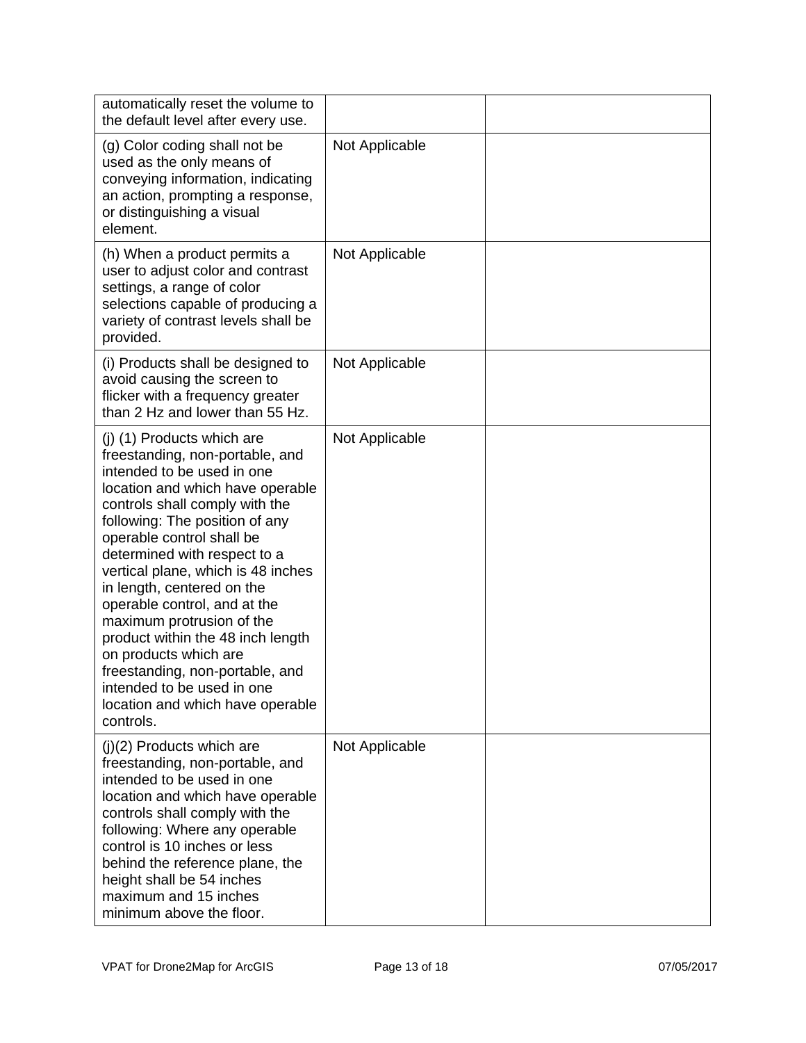| | | |
|---|---|---|
| automatically reset the volume to the default level after every use. | | |
| (g) Color coding shall not be used as the only means of conveying information, indicating an action, prompting a response, or distinguishing a visual element. | Not Applicable | |
| (h) When a product permits a user to adjust color and contrast settings, a range of color selections capable of producing a variety of contrast levels shall be provided. | Not Applicable | |
| (i) Products shall be designed to avoid causing the screen to flicker with a frequency greater than 2 Hz and lower than 55 Hz. | Not Applicable | |
| (j) (1) Products which are freestanding, non-portable, and intended to be used in one location and which have operable controls shall comply with the following: The position of any operable control shall be determined with respect to a vertical plane, which is 48 inches in length, centered on the operable control, and at the maximum protrusion of the product within the 48 inch length on products which are freestanding, non-portable, and intended to be used in one location and which have operable controls. | Not Applicable | |
| (j)(2) Products which are freestanding, non-portable, and intended to be used in one location and which have operable controls shall comply with the following: Where any operable control is 10 inches or less behind the reference plane, the height shall be 54 inches maximum and 15 inches minimum above the floor. | Not Applicable | |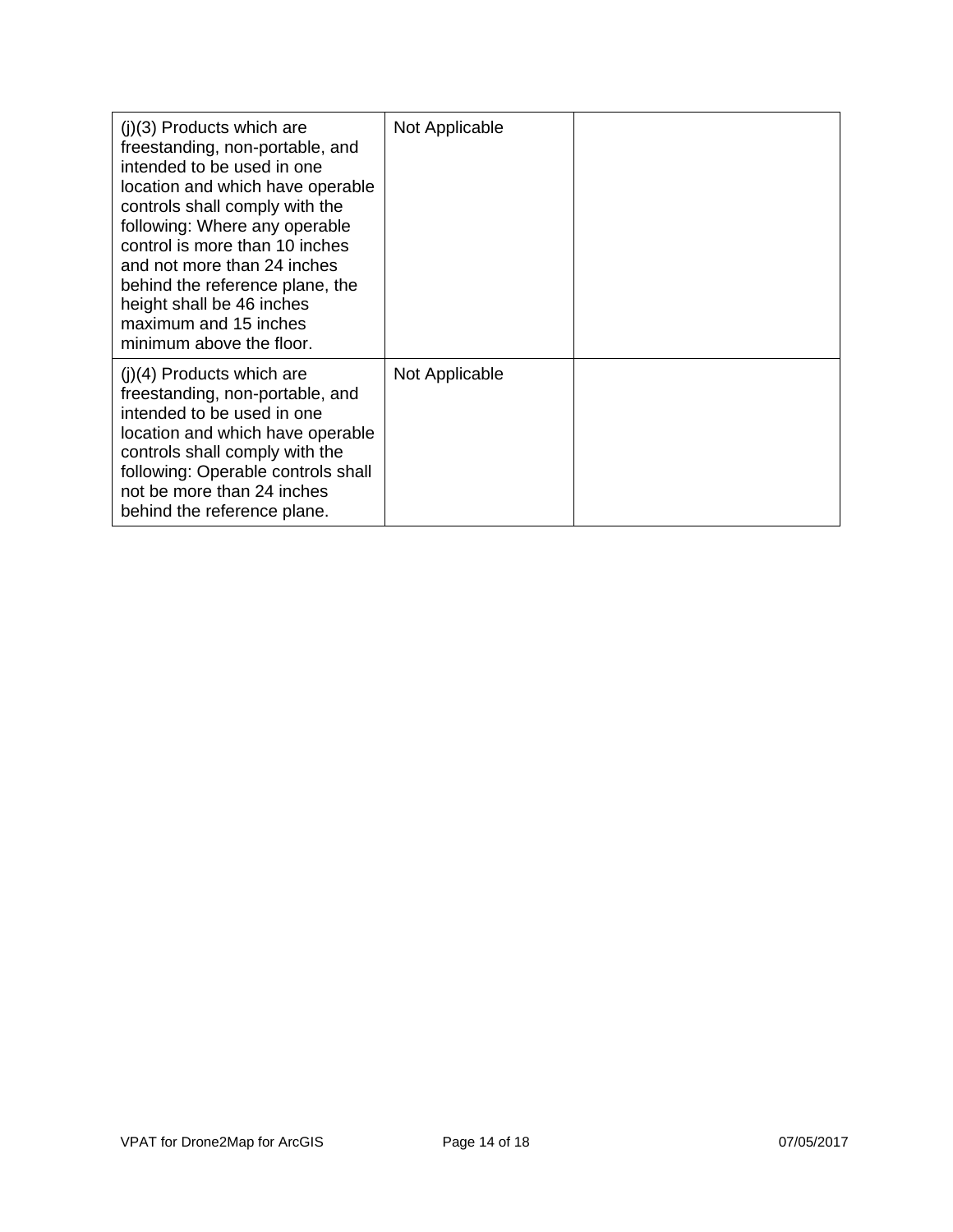| | | |
|---|---|---|
| (j)(3) Products which are freestanding, non-portable, and intended to be used in one location and which have operable controls shall comply with the following: Where any operable control is more than 10 inches and not more than 24 inches behind the reference plane, the height shall be 46 inches maximum and 15 inches minimum above the floor. | Not Applicable | |
| (j)(4) Products which are freestanding, non-portable, and intended to be used in one location and which have operable controls shall comply with the following: Operable controls shall not be more than 24 inches behind the reference plane. | Not Applicable | |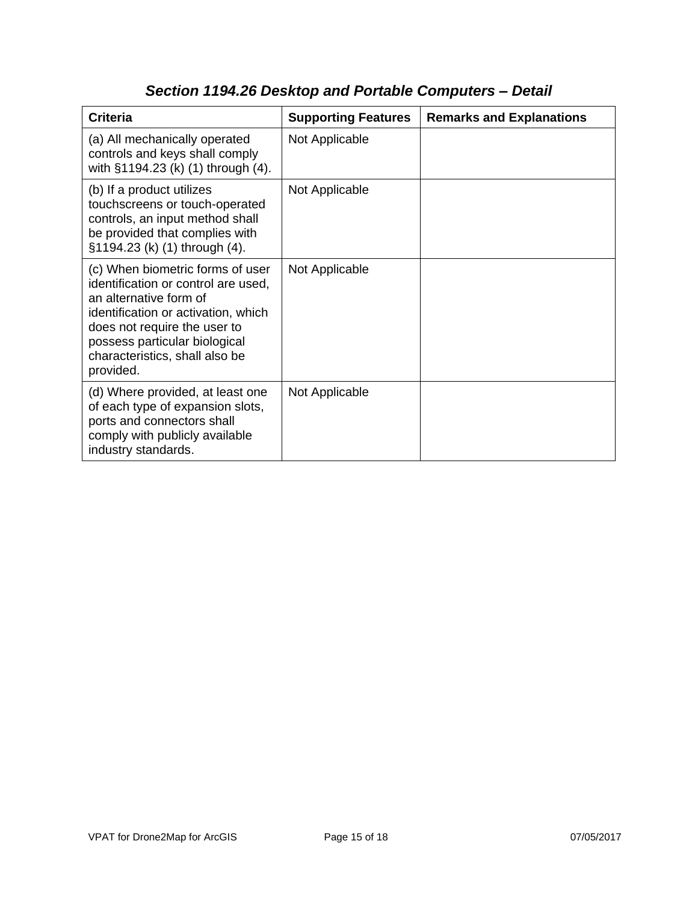## *Section 1194.26 Desktop and Portable Computers – Detail*

| Criteria | Supporting Features | Remarks and Explanations |
| --- | --- | --- |
| (a) All mechanically operated controls and keys shall comply with §1194.23 (k) (1) through (4). | Not Applicable | |
| (b) If a product utilizes touchscreens or touch-operated controls, an input method shall be provided that complies with §1194.23 (k) (1) through (4). | Not Applicable | |
| (c) When biometric forms of user identification or control are used, an alternative form of identification or activation, which does not require the user to possess particular biological characteristics, shall also be provided. | Not Applicable | |
| (d) Where provided, at least one of each type of expansion slots, ports and connectors shall comply with publicly available industry standards. | Not Applicable | |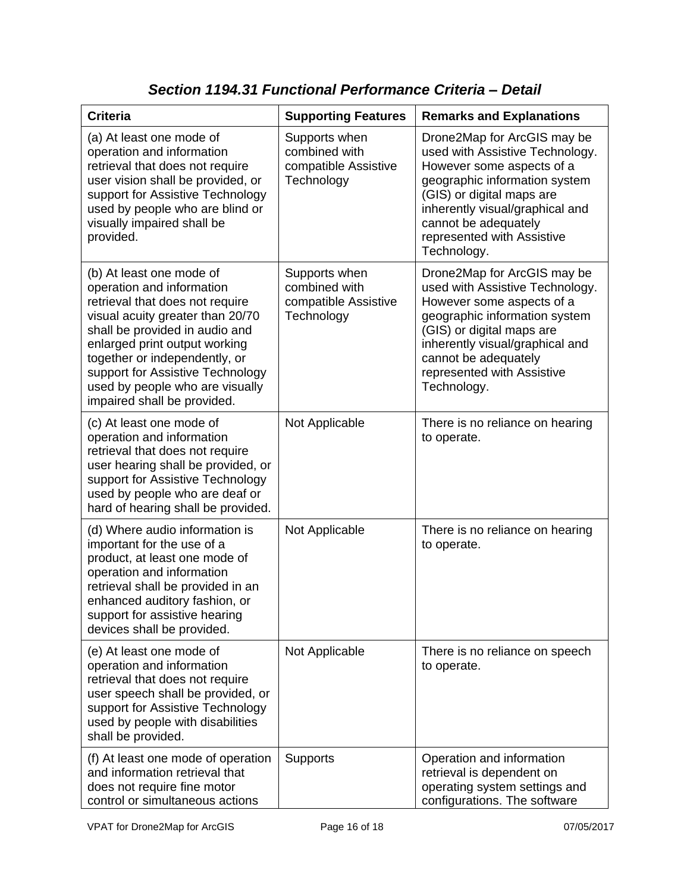## *Section 1194.31 Functional Performance Criteria – Detail*

| Criteria | Supporting Features | Remarks and Explanations |
|---|---|---|
| (a) At least one mode of operation and information retrieval that does not require user vision shall be provided, or support for Assistive Technology used by people who are blind or visually impaired shall be provided. | Supports when combined with compatible Assistive Technology | Drone2Map for ArcGIS may be used with Assistive Technology. However some aspects of a geographic information system (GIS) or digital maps are inherently visual/graphical and cannot be adequately represented with Assistive Technology. |
| (b) At least one mode of operation and information retrieval that does not require visual acuity greater than 20/70 shall be provided in audio and enlarged print output working together or independently, or support for Assistive Technology used by people who are visually impaired shall be provided. | Supports when combined with compatible Assistive Technology | Drone2Map for ArcGIS may be used with Assistive Technology. However some aspects of a geographic information system (GIS) or digital maps are inherently visual/graphical and cannot be adequately represented with Assistive Technology. |
| (c) At least one mode of operation and information retrieval that does not require user hearing shall be provided, or support for Assistive Technology used by people who are deaf or hard of hearing shall be provided. | Not Applicable | There is no reliance on hearing to operate. |
| (d) Where audio information is important for the use of a product, at least one mode of operation and information retrieval shall be provided in an enhanced auditory fashion, or support for assistive hearing devices shall be provided. | Not Applicable | There is no reliance on hearing to operate. |
| (e) At least one mode of operation and information retrieval that does not require user speech shall be provided, or support for Assistive Technology used by people with disabilities shall be provided. | Not Applicable | There is no reliance on speech to operate. |
| (f) At least one mode of operation and information retrieval that does not require fine motor control or simultaneous actions | Supports | Operation and information retrieval is dependent on operating system settings and configurations. The software |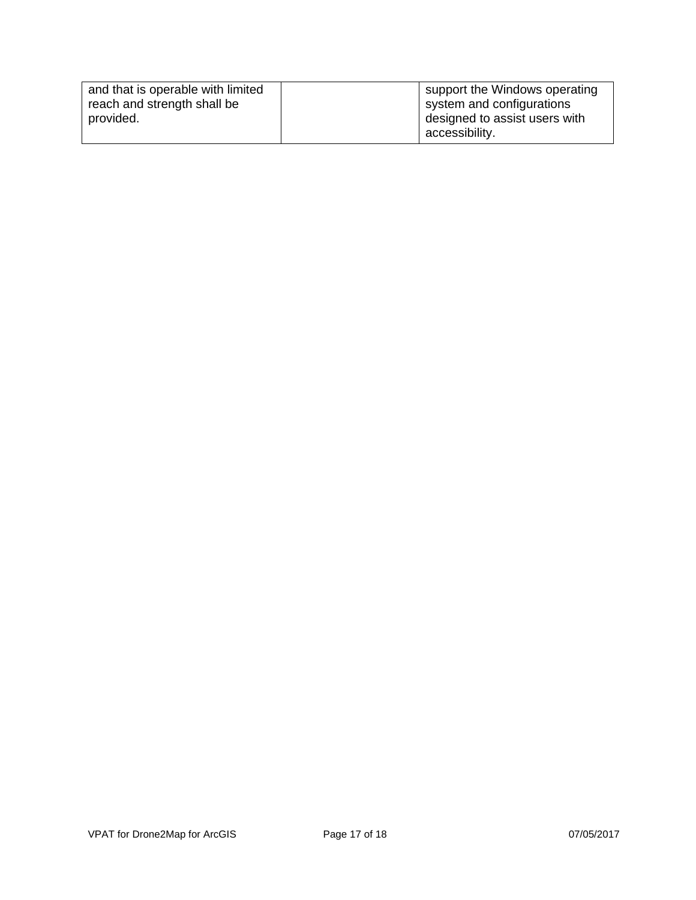| | | |
|---|---|---|
| and that is operable with limited reach and strength shall be provided. | | support the Windows operating system and configurations designed to assist users with accessibility. |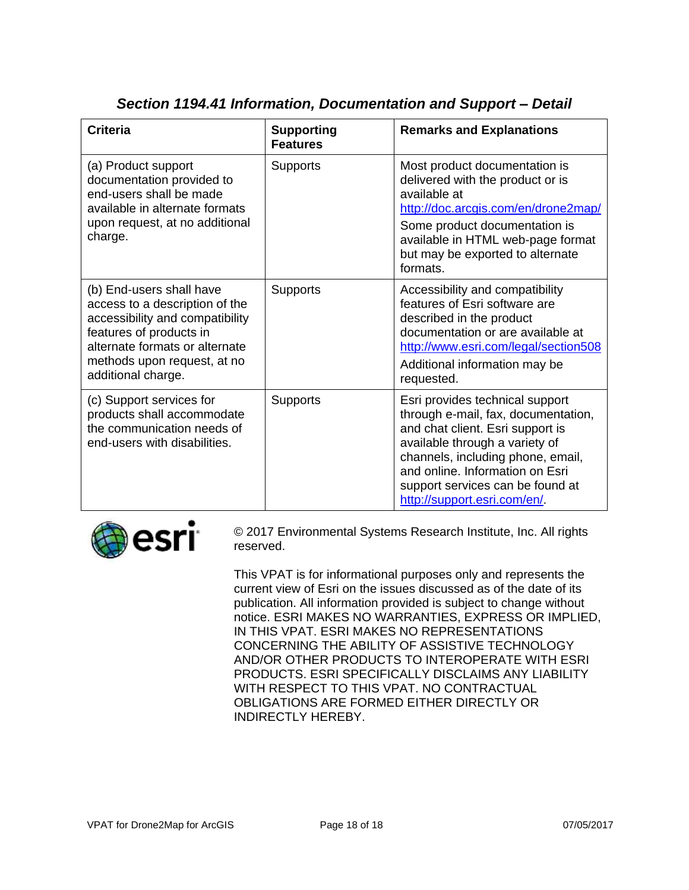### *Section 1194.41 Information, Documentation and Support – Detail*

| Criteria | Supporting Features | Remarks and Explanations |
| --- | --- | --- |
| (a) Product support documentation provided to end-users shall be made available in alternate formats upon request, at no additional charge. | Supports | Most product documentation is delivered with the product or is available at http://doc.arcgis.com/en/drone2map/ Some product documentation is available in HTML web-page format but may be exported to alternate formats. |
| (b) End-users shall have access to a description of the accessibility and compatibility features of products in alternate formats or alternate methods upon request, at no additional charge. | Supports | Accessibility and compatibility features of Esri software are described in the product documentation or are available at http://www.esri.com/legal/section508 Additional information may be requested. |
| (c) Support services for products shall accommodate the communication needs of end-users with disabilities. | Supports | Esri provides technical support through e-mail, fax, documentation, and chat client. Esri support is available through a variety of channels, including phone, email, and online. Information on Esri support services can be found at http://support.esri.com/en/. |

© 2017 Environmental Systems Research Institute, Inc. All rights reserved.

This VPAT is for informational purposes only and represents the current view of Esri on the issues discussed as of the date of its publication. All information provided is subject to change without notice. ESRI MAKES NO WARRANTIES, EXPRESS OR IMPLIED, IN THIS VPAT. ESRI MAKES NO REPRESENTATIONS CONCERNING THE ABILITY OF ASSISTIVE TECHNOLOGY AND/OR OTHER PRODUCTS TO INTEROPERATE WITH ESRI PRODUCTS. ESRI SPECIFICALLY DISCLAIMS ANY LIABILITY WITH RESPECT TO THIS VPAT. NO CONTRACTUAL OBLIGATIONS ARE FORMED EITHER DIRECTLY OR INDIRECTLY HEREBY.